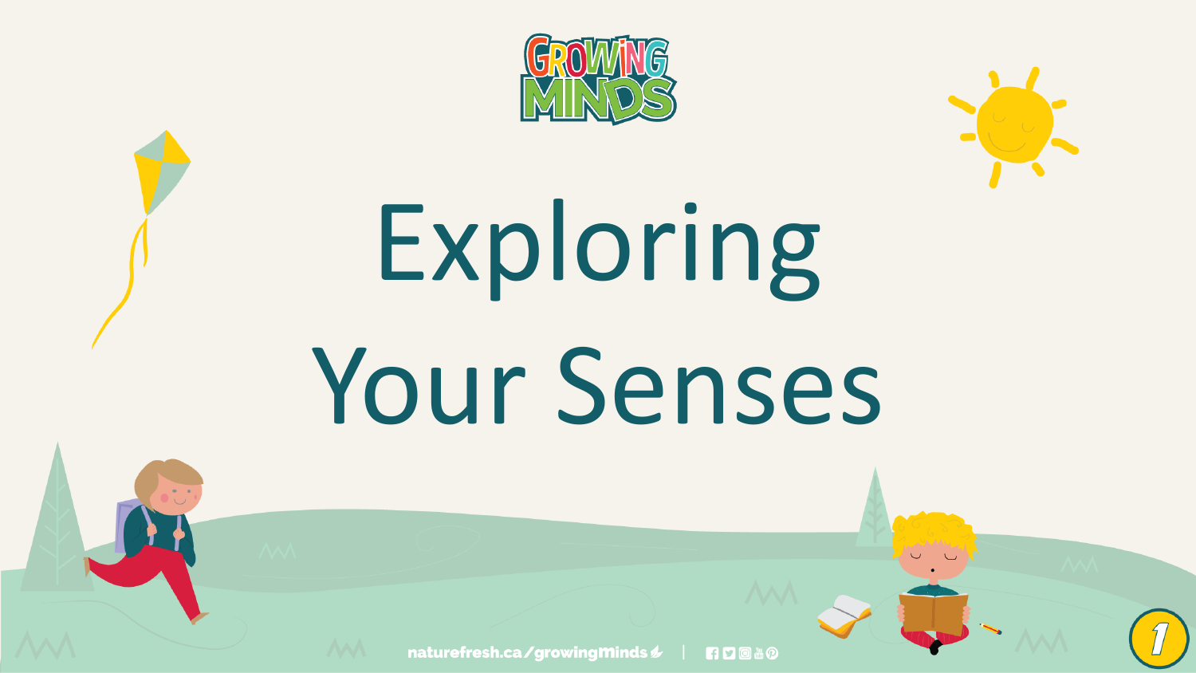GROWING MINDS

# Exploring Your Senses

naturefresh.ca/growingminds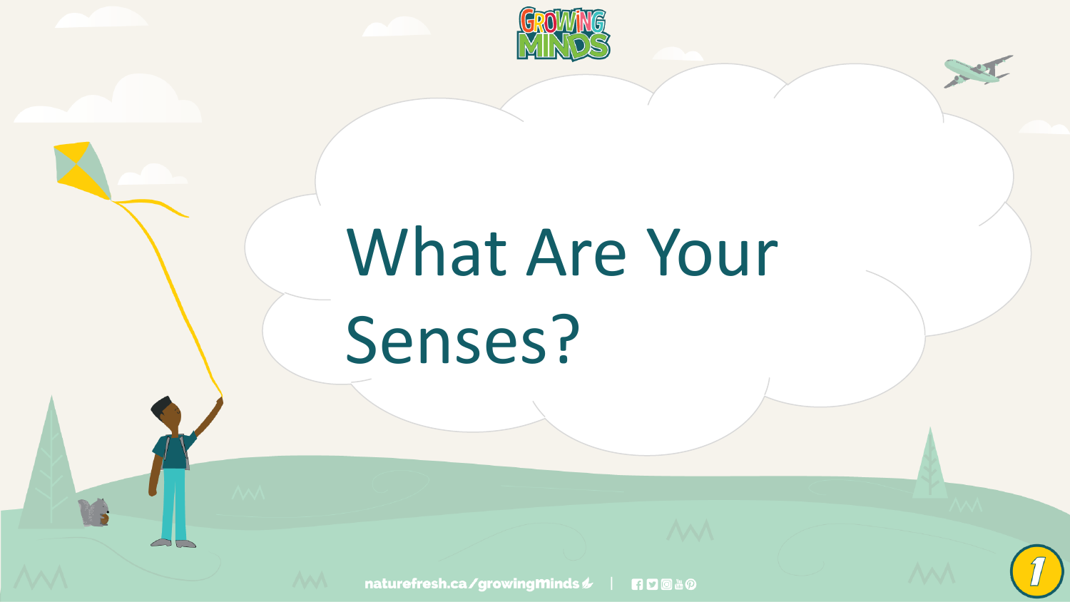# What Are Your Senses?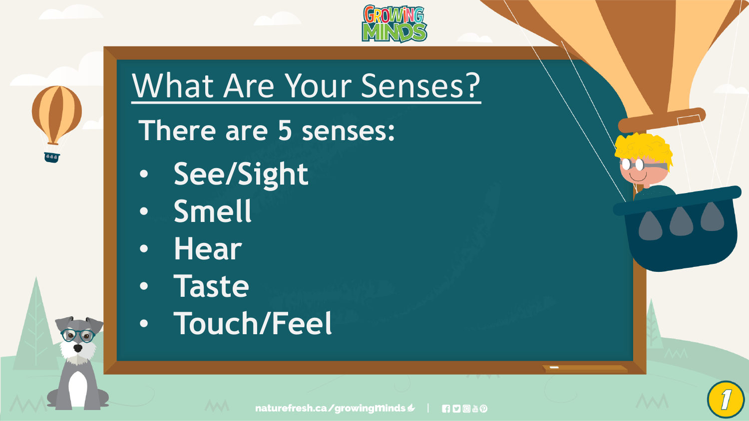# What Are Your Senses?

There are 5 senses:

- See/Sight
- Smell
- Hear
- Taste
- Touch/Feel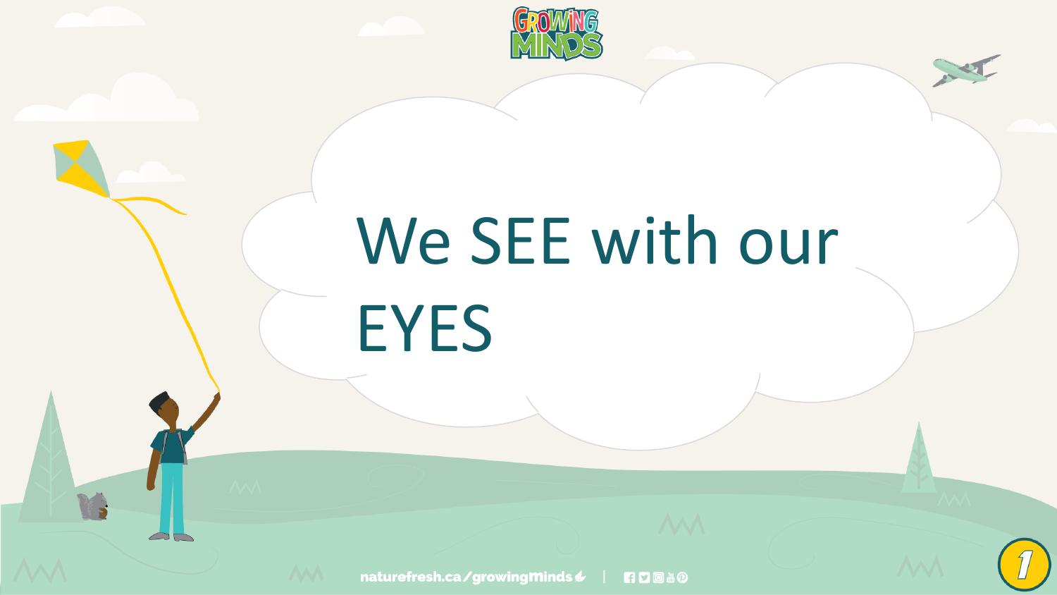# We SEE with our EYES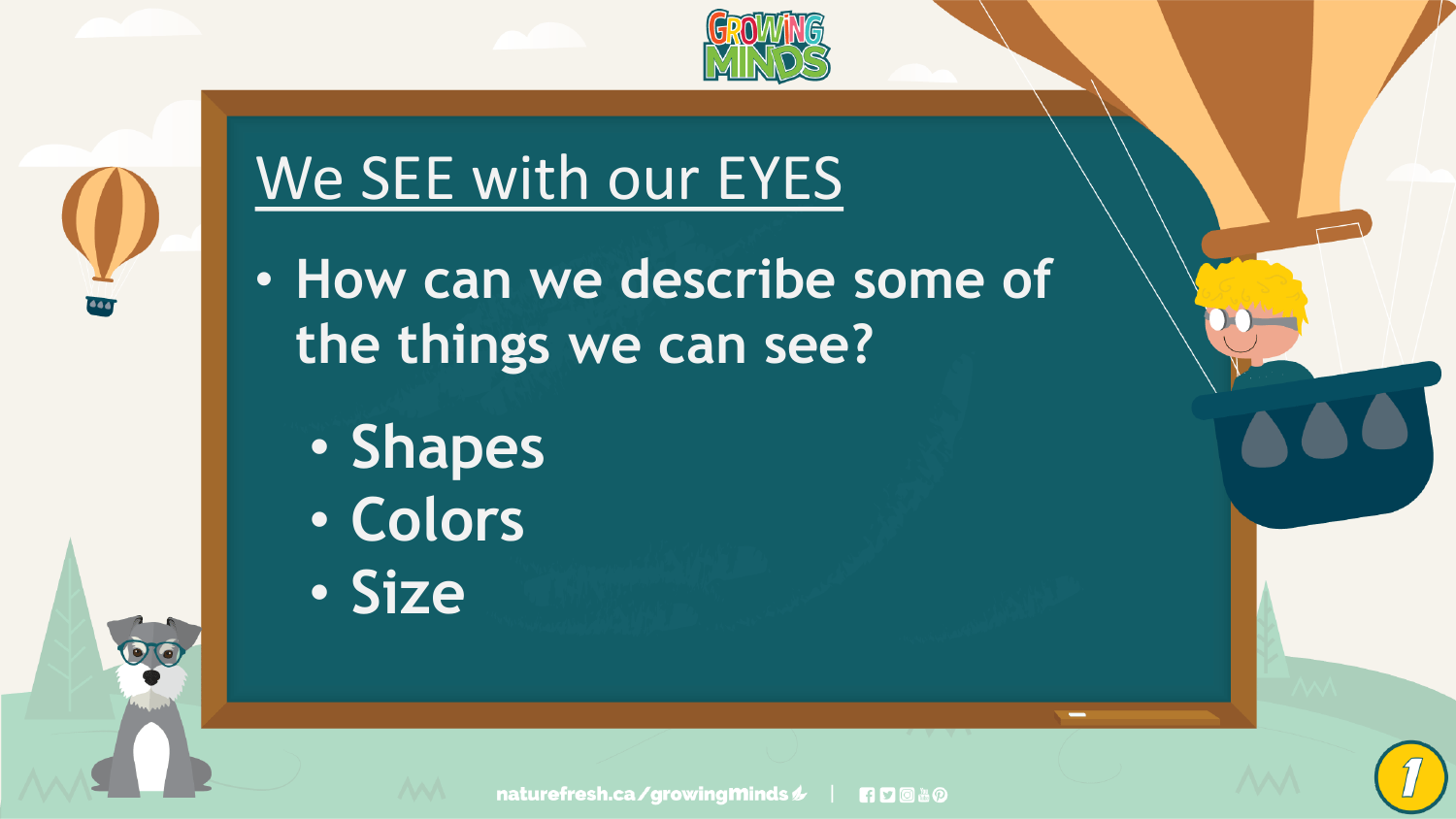# We SEE with our EYES

- How can we describe some of the things we can see?
  - Shapes
  - Colors
  - Size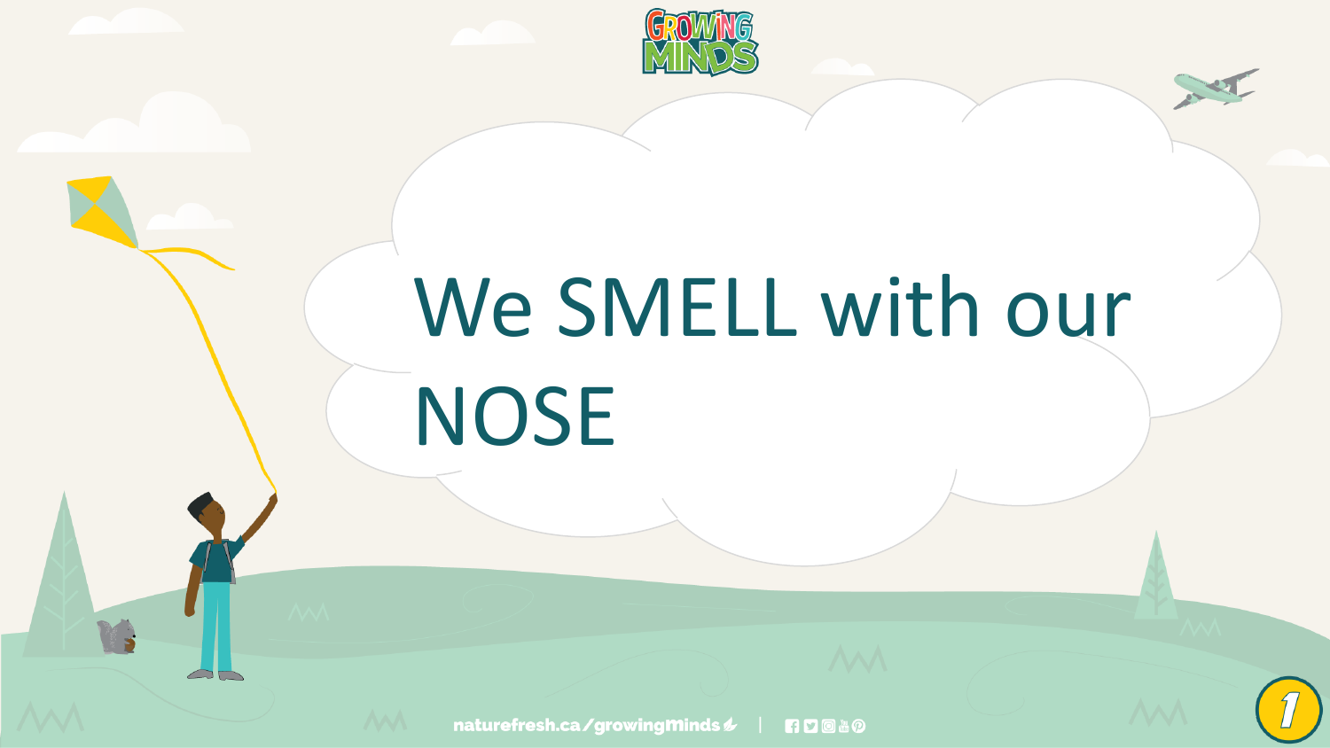# We SMELL with our NOSE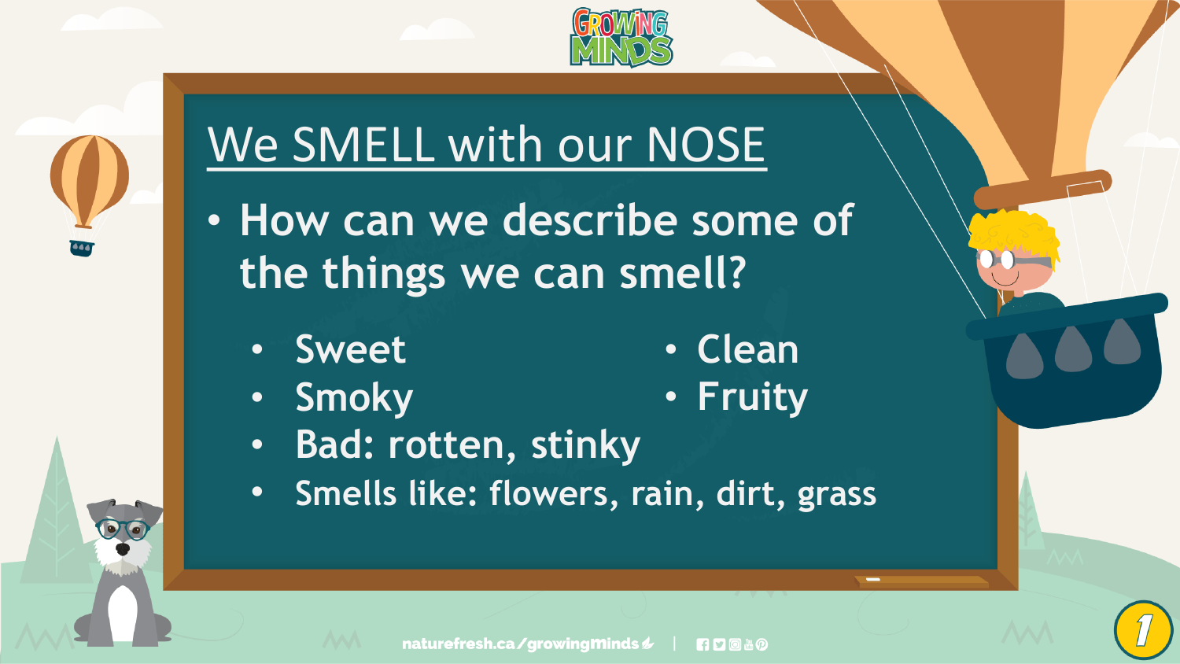# We SMELL with our NOSE

- How can we describe some of the things we can smell?
  - Sweet
  - Smoky
  - Clean
  - Fruity
  - Bad: rotten, stinky
  - Smells like: flowers, rain, dirt, grass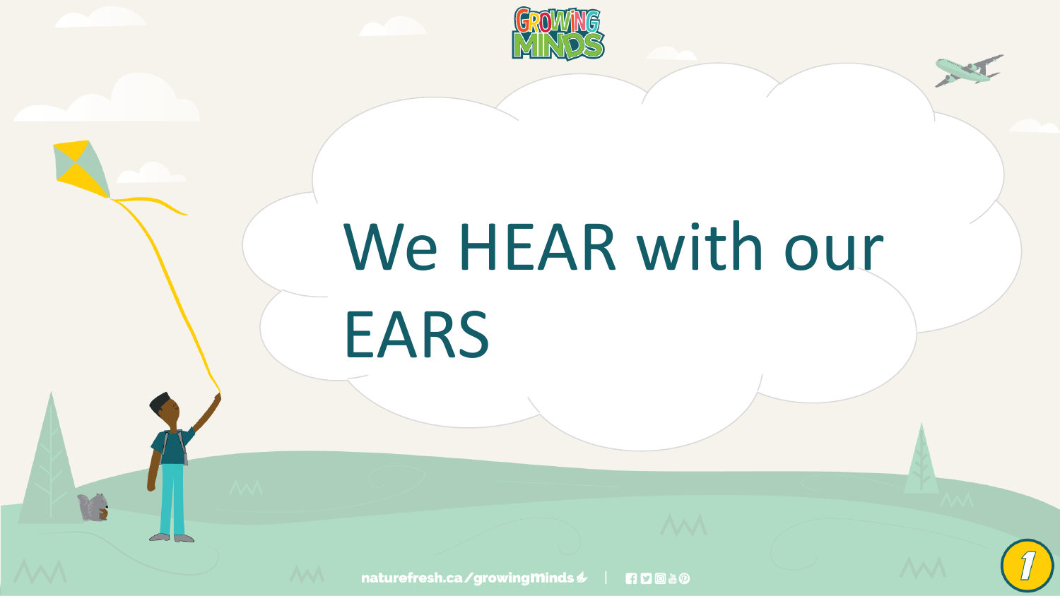# We HEAR with our EARS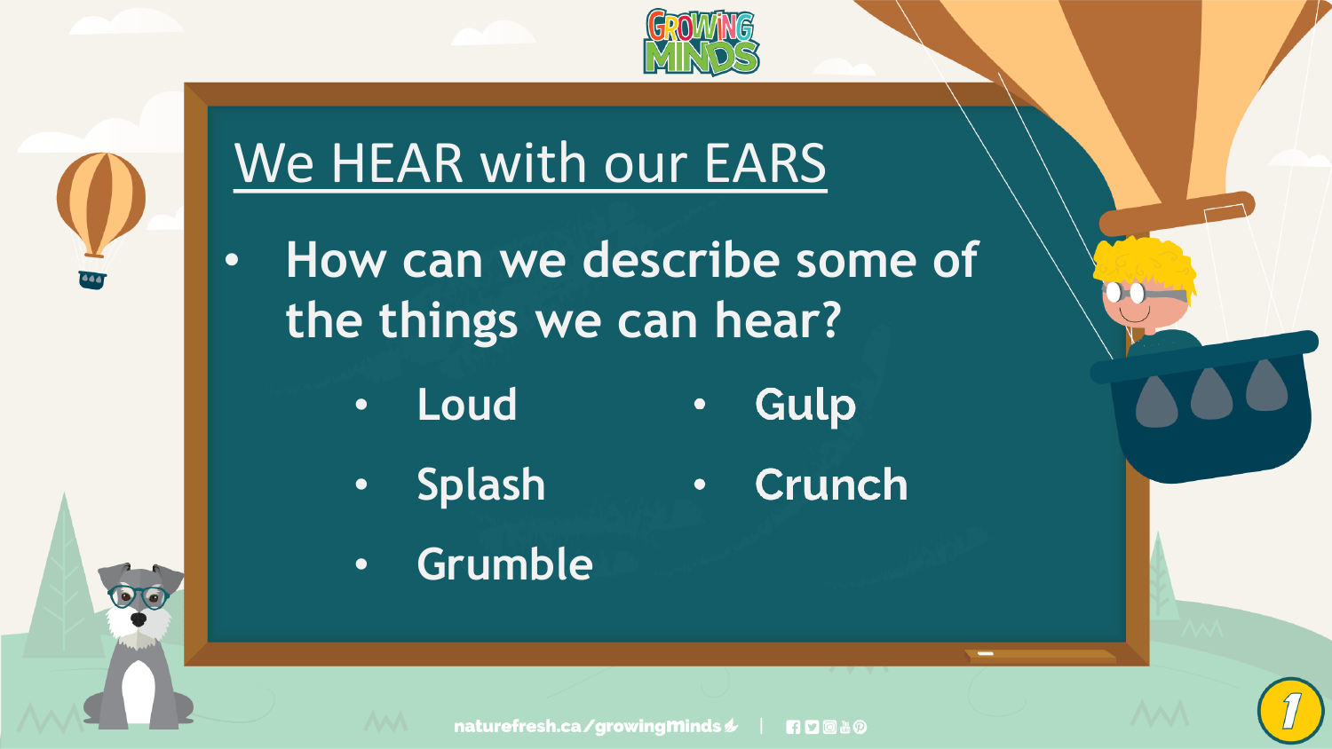# We HEAR with our EARS

- How can we describe some of the things we can hear?
  - Loud
  - Splash
  - Grumble
  - Gulp
  - Crunch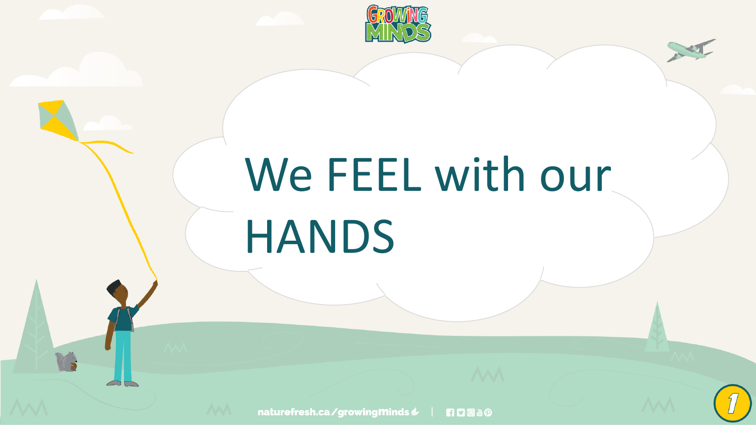# We FEEL with our HANDS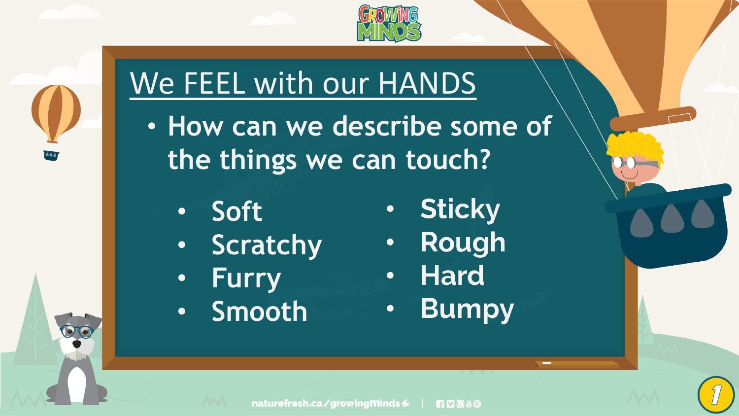# We FEEL with our HANDS

- How can we describe some of the things we can touch?
  - Soft
  - Scratchy
  - Furry
  - Smooth
  - Sticky
  - Rough
  - Hard
  - Bumpy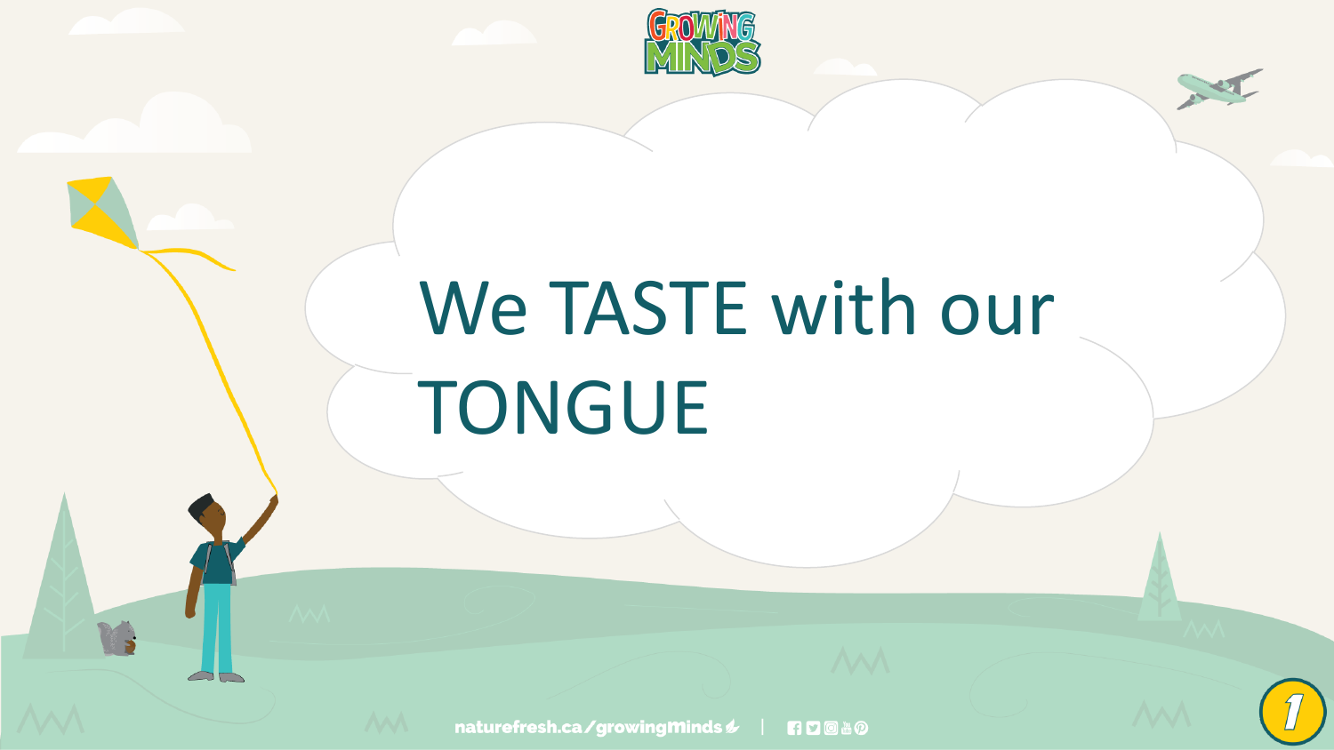# We TASTE with our TONGUE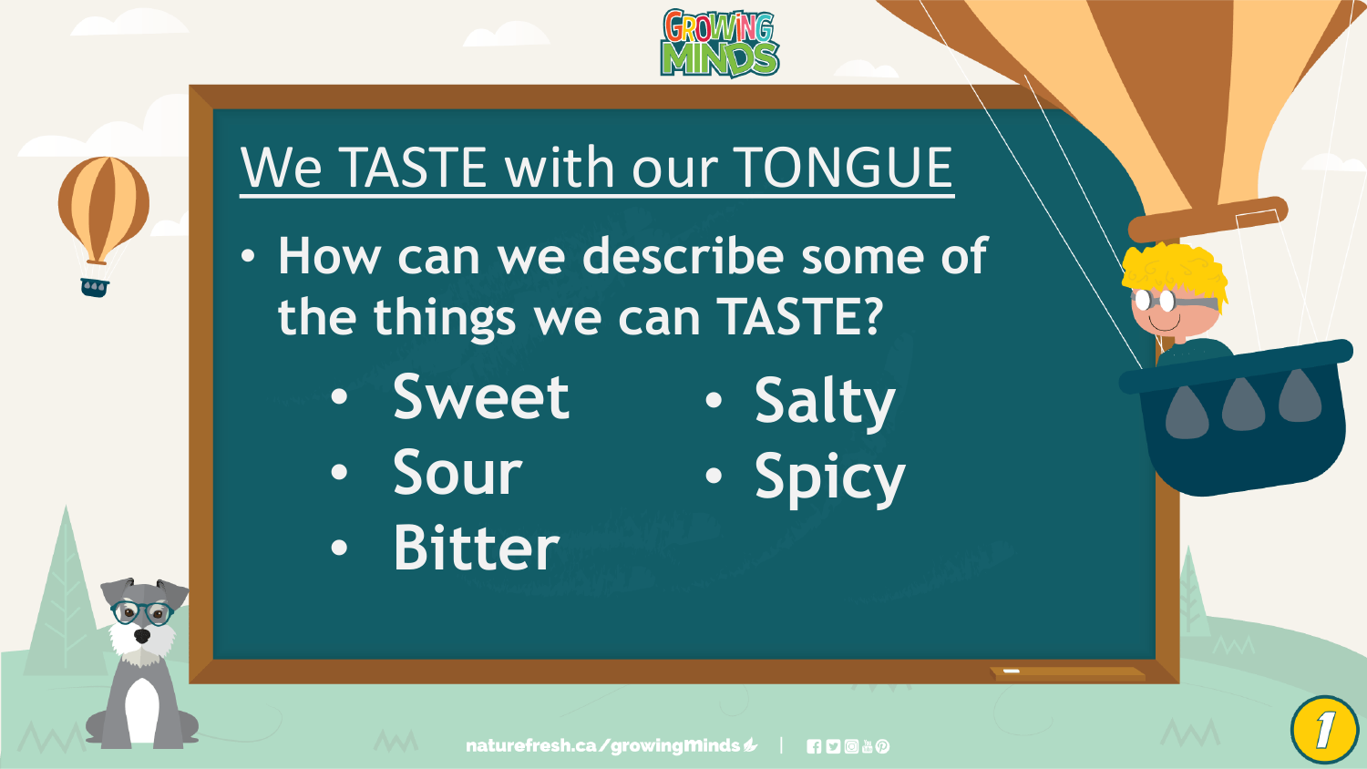# We TASTE with our TONGUE

- How can we describe some of the things we can TASTE?
  - Sweet
  - Sour
  - Bitter
  - Salty
  - Spicy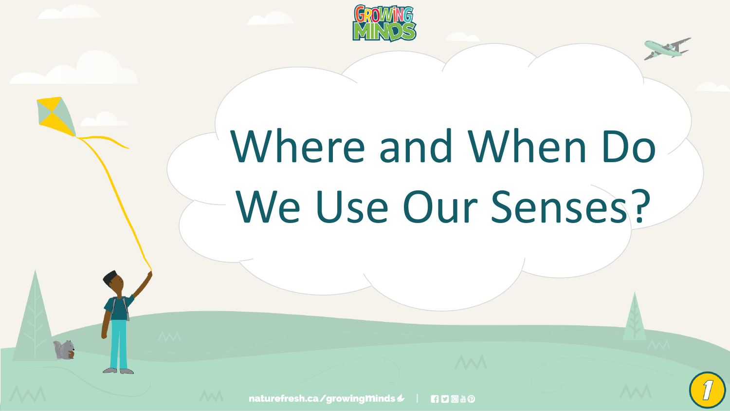# Where and When Do We Use Our Senses?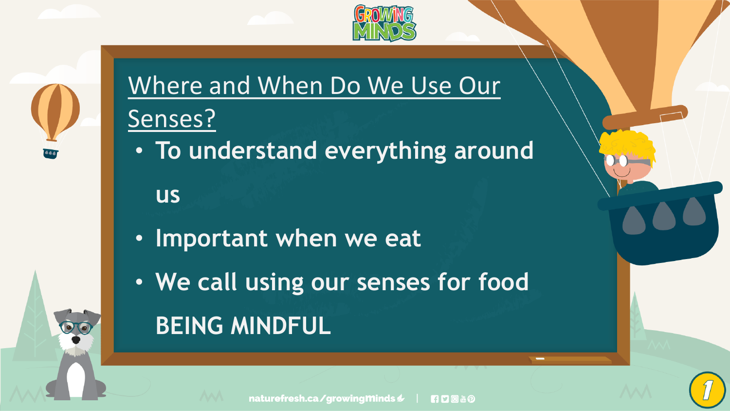# Where and When Do We Use Our Senses?

- **To understand everything around us**
- **Important when we eat**
- **We call using our senses for food BEING MINDFUL**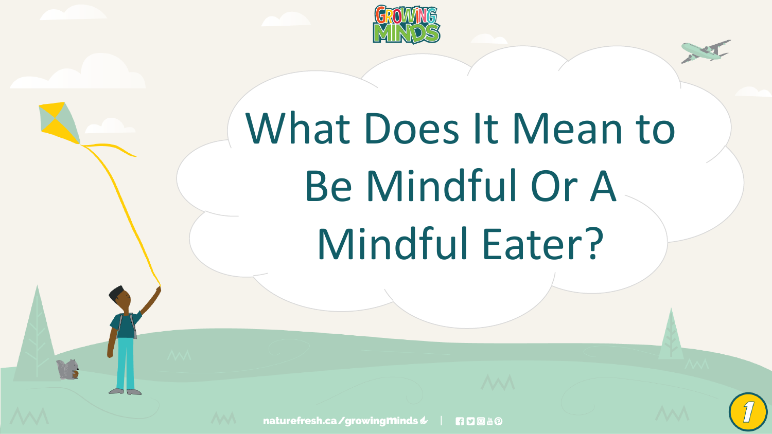# What Does It Mean to Be Mindful Or A Mindful Eater?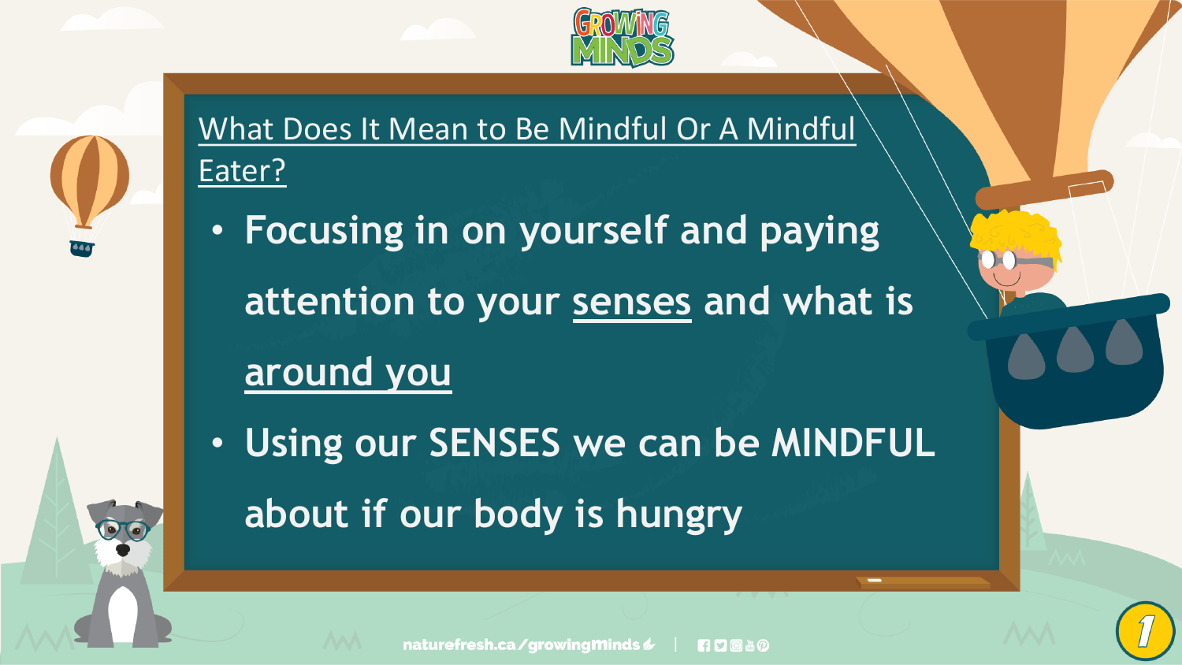## What Does It Mean to Be Mindful Or A Mindful Eater?

- **Focusing in on yourself and paying attention to your senses and what is around you**
- **Using our SENSES we can be MINDFUL about if our body is hungry**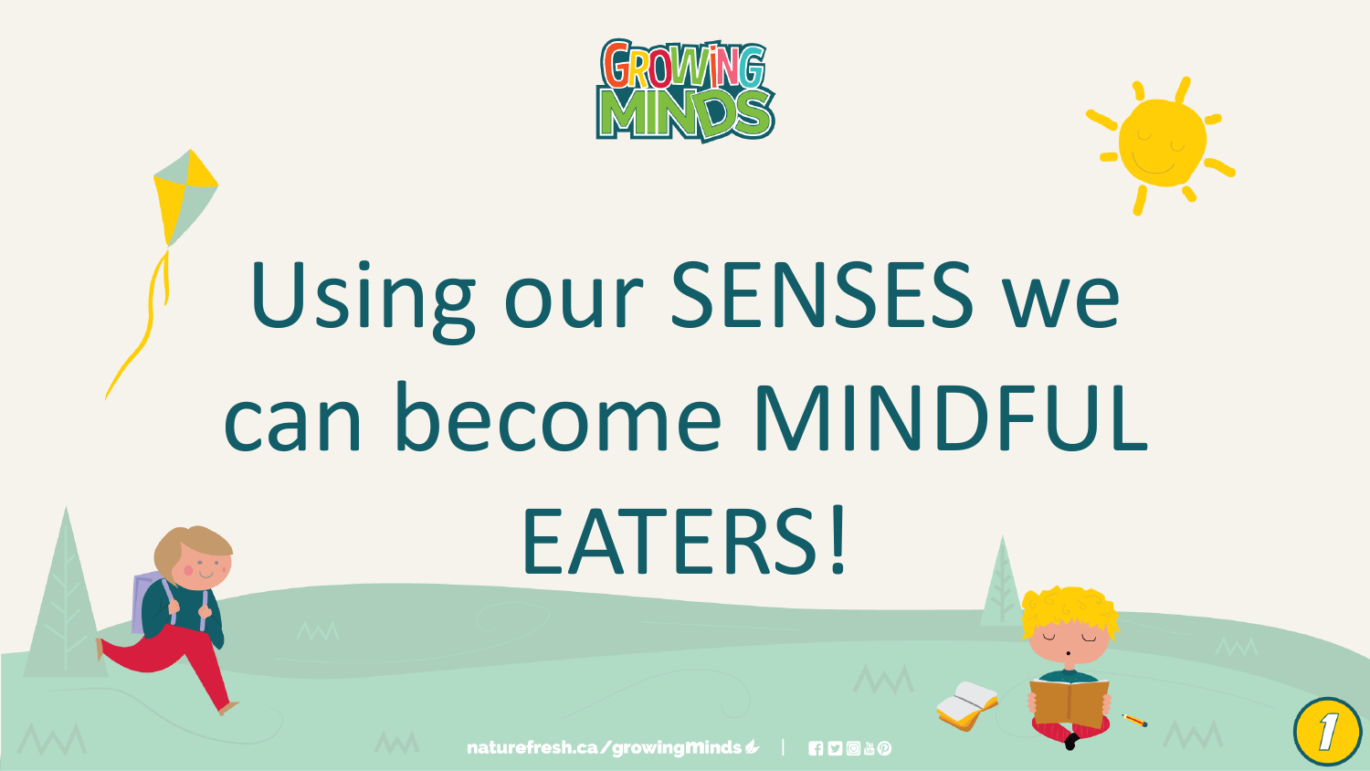GROWING MINDS

# Using our SENSES we can become MINDFUL EATERS!

naturefresh.ca/growingminds